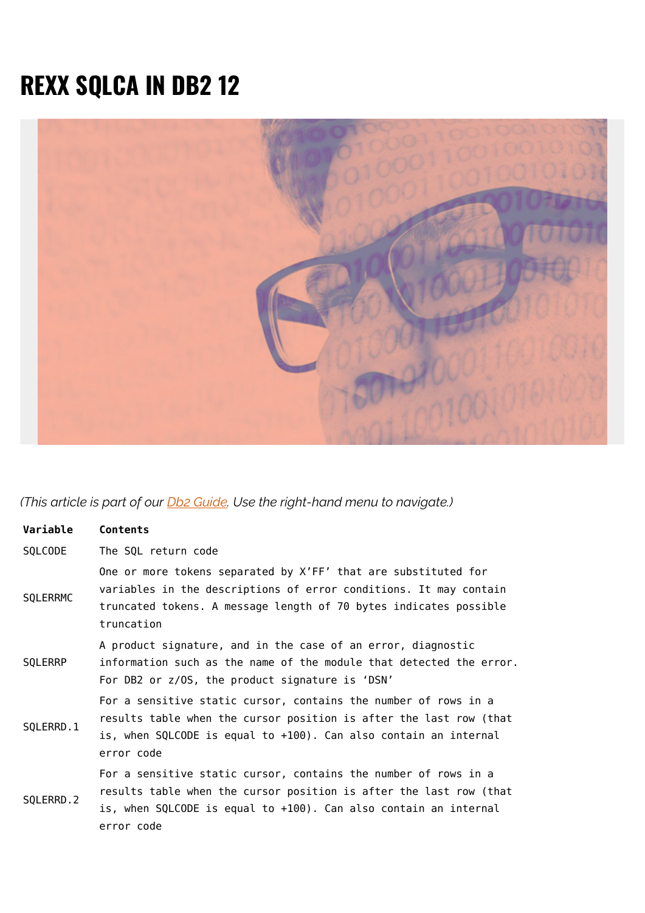# REXX SQLCA IN DB2 12

*(This article is part of our [Db2 Guide](). Use the right-hand menu to navigate.)*

| Variable | Contents |
|---|---|
| SQLCODE | The SQL return code |
| SQLERRMC | One or more tokens separated by X'FF' that are substituted for variables in the descriptions of error conditions. It may contain truncated tokens. A message length of 70 bytes indicates possible truncation |
| SQLERRP | A product signature, and in the case of an error, diagnostic information such as the name of the module that detected the error. For DB2 or z/OS, the product signature is 'DSN' |
| SQLERRD.1 | For a sensitive static cursor, contains the number of rows in a results table when the cursor position is after the last row (that is, when SQLCODE is equal to +100). Can also contain an internal error code |
| SQLERRD.2 | For a sensitive static cursor, contains the number of rows in a results table when the cursor position is after the last row (that is, when SQLCODE is equal to +100). Can also contain an internal error code |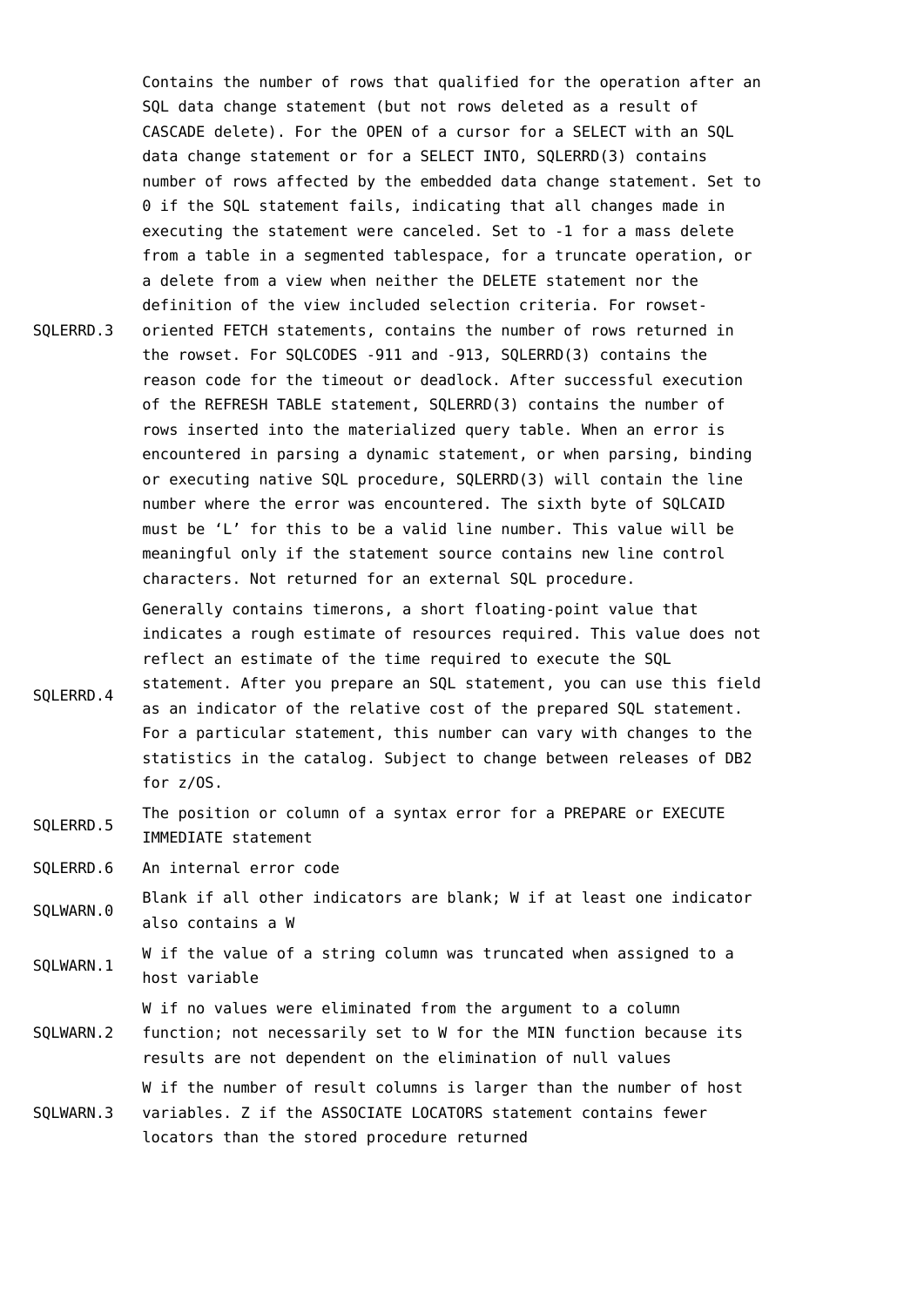| | |
|---|---|
| SQLERRD.3 | Contains the number of rows that qualified for the operation after an SQL data change statement (but not rows deleted as a result of CASCADE delete). For the OPEN of a cursor for a SELECT with an SQL data change statement or for a SELECT INTO, SQLERRD(3) contains number of rows affected by the embedded data change statement. Set to 0 if the SQL statement fails, indicating that all changes made in executing the statement were canceled. Set to -1 for a mass delete from a table in a segmented tablespace, for a truncate operation, or a delete from a view when neither the DELETE statement nor the definition of the view included selection criteria. For rowset-oriented FETCH statements, contains the number of rows returned in the rowset. For SQLCODES -911 and -913, SQLERRD(3) contains the reason code for the timeout or deadlock. After successful execution of the REFRESH TABLE statement, SQLERRD(3) contains the number of rows inserted into the materialized query table. When an error is encountered in parsing a dynamic statement, or when parsing, binding or executing native SQL procedure, SQLERRD(3) will contain the line number where the error was encountered. The sixth byte of SQLCAID must be 'L' for this to be a valid line number. This value will be meaningful only if the statement source contains new line control characters. Not returned for an external SQL procedure. |
| SQLERRD.4 | Generally contains timerons, a short floating-point value that indicates a rough estimate of resources required. This value does not reflect an estimate of the time required to execute the SQL statement. After you prepare an SQL statement, you can use this field as an indicator of the relative cost of the prepared SQL statement. For a particular statement, this number can vary with changes to the statistics in the catalog. Subject to change between releases of DB2 for z/OS. |
| SQLERRD.5 | The position or column of a syntax error for a PREPARE or EXECUTE IMMEDIATE statement |
| SQLERRD.6 | An internal error code |
| SQLWARN.0 | Blank if all other indicators are blank; W if at least one indicator also contains a W |
| SQLWARN.1 | W if the value of a string column was truncated when assigned to a host variable |
| SQLWARN.2 | W if no values were eliminated from the argument to a column function; not necessarily set to W for the MIN function because its results are not dependent on the elimination of null values |
| SQLWARN.3 | W if the number of result columns is larger than the number of host variables. Z if the ASSOCIATE LOCATORS statement contains fewer locators than the stored procedure returned |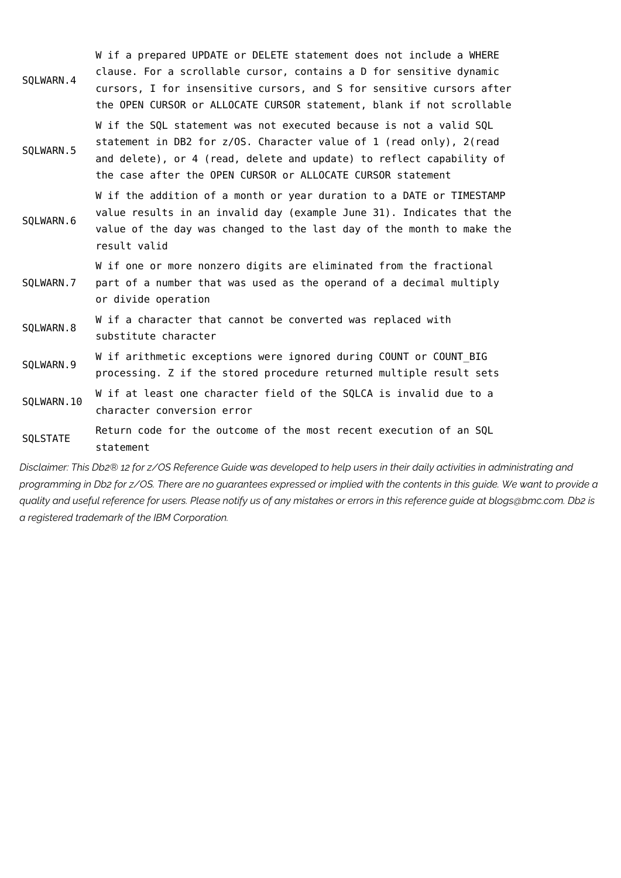| | |
|---|---|
| SQLWARN.4 | W if a prepared UPDATE or DELETE statement does not include a WHERE clause. For a scrollable cursor, contains a D for sensitive dynamic cursors, I for insensitive cursors, and S for sensitive cursors after the OPEN CURSOR or ALLOCATE CURSOR statement, blank if not scrollable |
| SQLWARN.5 | W if the SQL statement was not executed because is not a valid SQL statement in DB2 for z/OS. Character value of 1 (read only), 2(read and delete), or 4 (read, delete and update) to reflect capability of the case after the OPEN CURSOR or ALLOCATE CURSOR statement |
| SQLWARN.6 | W if the addition of a month or year duration to a DATE or TIMESTAMP value results in an invalid day (example June 31). Indicates that the value of the day was changed to the last day of the month to make the result valid |
| SQLWARN.7 | W if one or more nonzero digits are eliminated from the fractional part of a number that was used as the operand of a decimal multiply or divide operation |
| SQLWARN.8 | W if a character that cannot be converted was replaced with substitute character |
| SQLWARN.9 | W if arithmetic exceptions were ignored during COUNT or COUNT_BIG processing. Z if the stored procedure returned multiple result sets |
| SQLWARN.10 | W if at least one character field of the SQLCA is invalid due to a character conversion error |
| SQLSTATE | Return code for the outcome of the most recent execution of an SQL statement |

*Disclaimer: This Db2® 12 for z/OS Reference Guide was developed to help users in their daily activities in administrating and programming in Db2 for z/OS. There are no guarantees expressed or implied with the contents in this guide. We want to provide a quality and useful reference for users. Please notify us of any mistakes or errors in this reference guide at blogs@bmc.com. Db2 is a registered trademark of the IBM Corporation.*